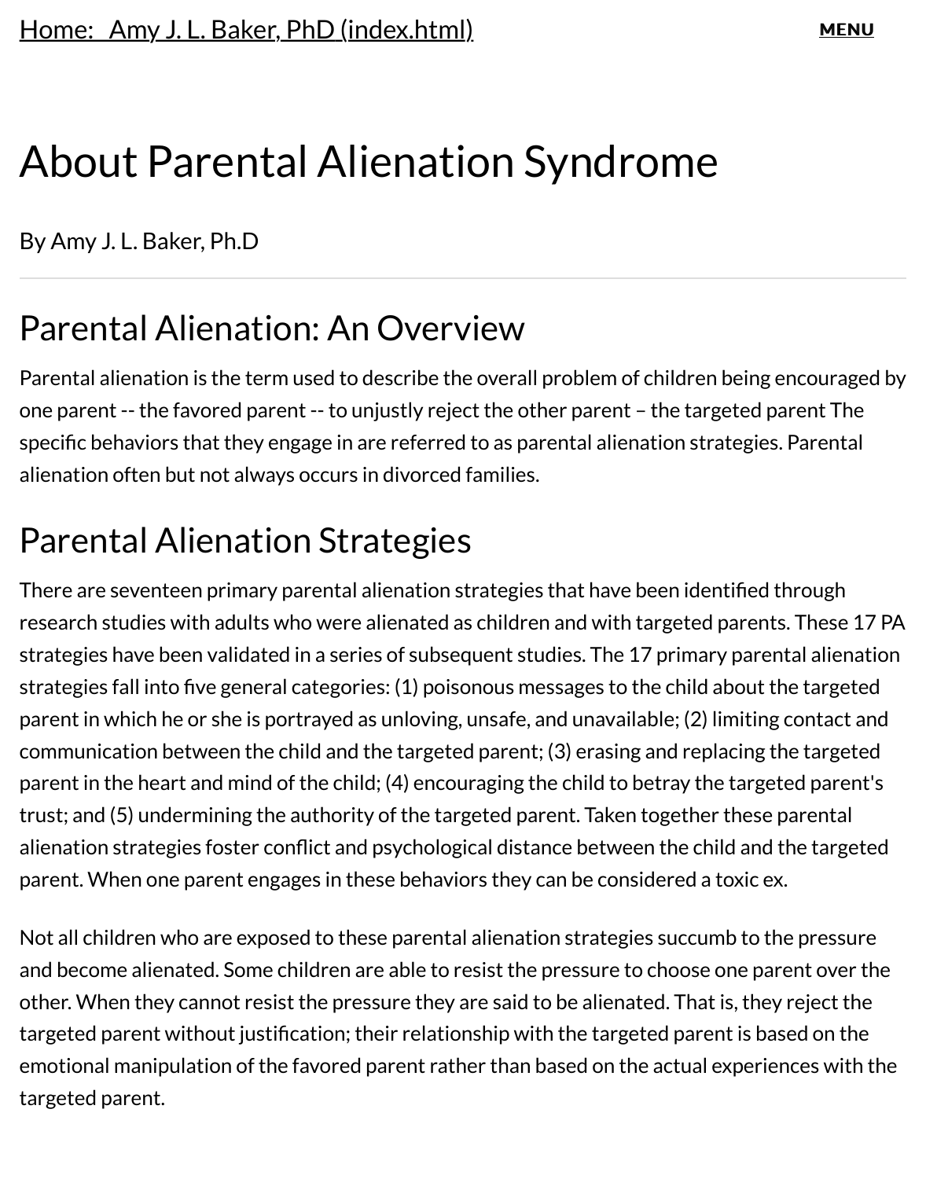Home: Amy J. L. Baker, PhD (index.html)

MENU

# About Parental Alienation Syndrome

By Amy J. L. Baker, Ph.D

## Parental Alienation: An Overview

Parental alienation is the term used to describe the overall problem of children being encouraged by one parent -- the favored parent -- to unjustly reject the other parent – the targeted parent The specific behaviors that they engage in are referred to as parental alienation strategies. Parental alienation often but not always occurs in divorced families.

## Parental Alienation Strategies

There are seventeen primary parental alienation strategies that have been identified through research studies with adults who were alienated as children and with targeted parents. These 17 PA strategies have been validated in a series of subsequent studies. The 17 primary parental alienation strategies fall into five general categories: (1) poisonous messages to the child about the targeted parent in which he or she is portrayed as unloving, unsafe, and unavailable; (2) limiting contact and communication between the child and the targeted parent; (3) erasing and replacing the targeted parent in the heart and mind of the child; (4) encouraging the child to betray the targeted parent's trust; and (5) undermining the authority of the targeted parent. Taken together these parental alienation strategies foster conflict and psychological distance between the child and the targeted parent. When one parent engages in these behaviors they can be considered a toxic ex.

Not all children who are exposed to these parental alienation strategies succumb to the pressure and become alienated. Some children are able to resist the pressure to choose one parent over the other. When they cannot resist the pressure they are said to be alienated. That is, they reject the targeted parent without justification; their relationship with the targeted parent is based on the emotional manipulation of the favored parent rather than based on the actual experiences with the targeted parent.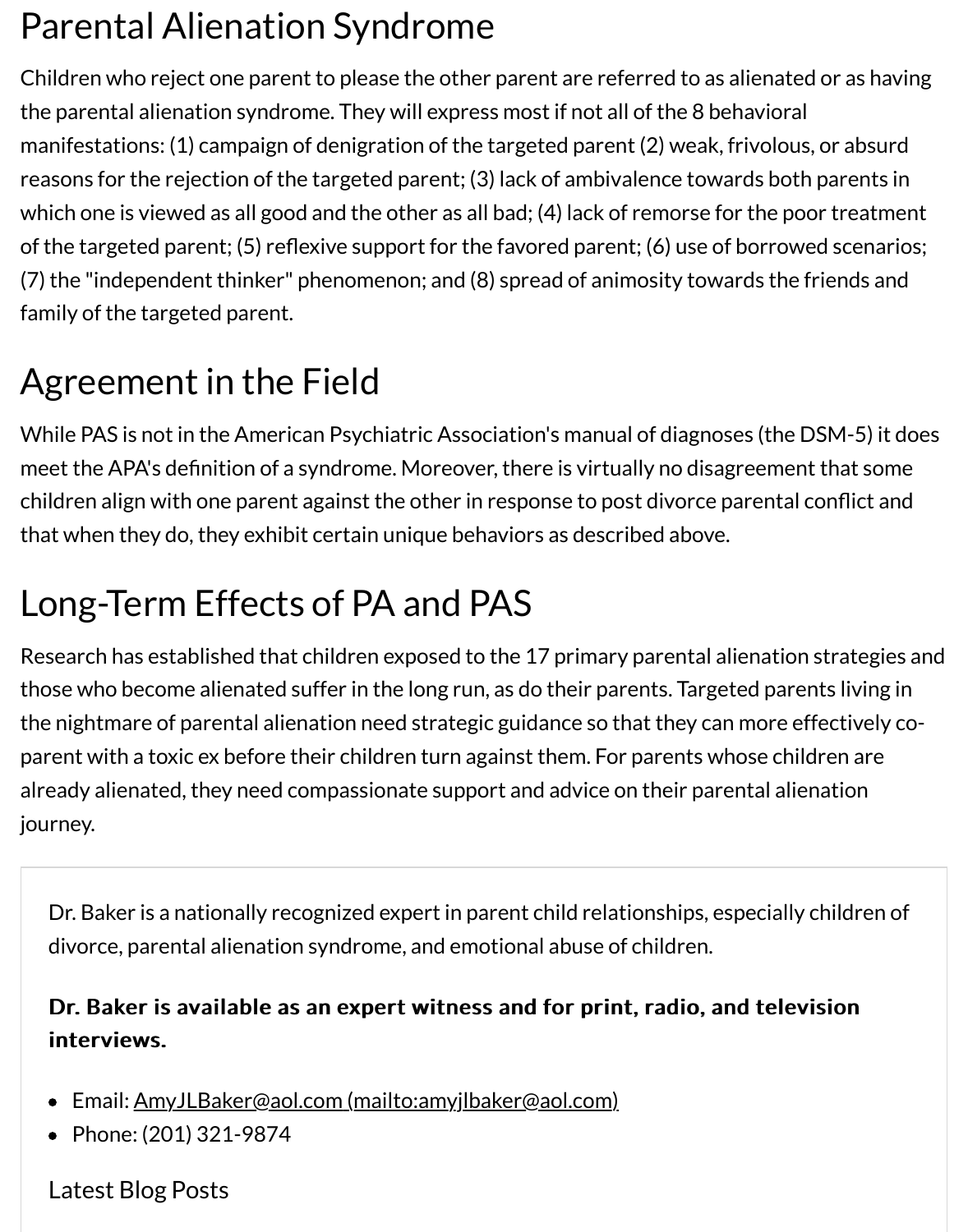## Parental Alienation Syndrome

Children who reject one parent to please the other parent are referred to as alienated or as having the parental alienation syndrome. They will express most if not all of the 8 behavioral manifestations: (1) campaign of denigration of the targeted parent (2) weak, frivolous, or absurd reasons for the rejection of the targeted parent; (3) lack of ambivalence towards both parents in which one is viewed as all good and the other as all bad; (4) lack of remorse for the poor treatment of the targeted parent; (5) reflexive support for the favored parent; (6) use of borrowed scenarios; (7) the "independent thinker" phenomenon; and (8) spread of animosity towards the friends and family of the targeted parent.

## Agreement in the Field

While PAS is not in the American Psychiatric Association's manual of diagnoses (the DSM-5) it does meet the APA's definition of a syndrome. Moreover, there is virtually no disagreement that some children align with one parent against the other in response to post divorce parental conflict and that when they do, they exhibit certain unique behaviors as described above.

## Long-Term Effects of PA and PAS

Research has established that children exposed to the 17 primary parental alienation strategies and those who become alienated suffer in the long run, as do their parents. Targeted parents living in the nightmare of parental alienation need strategic guidance so that they can more effectively co-parent with a toxic ex before their children turn against them. For parents whose children are already alienated, they need compassionate support and advice on their parental alienation journey.

Dr. Baker is a nationally recognized expert in parent child relationships, especially children of divorce, parental alienation syndrome, and emotional abuse of children.

**Dr. Baker is available as an expert witness and for print, radio, and television interviews.**

- Email: AmyJLBaker@aol.com (mailto:amyjlbaker@aol.com)
- Phone: (201) 321-9874

Latest Blog Posts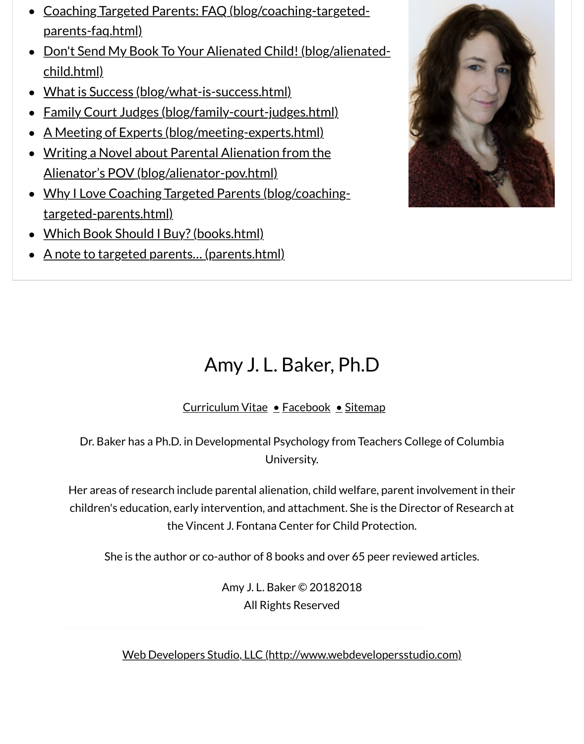- Coaching Targeted Parents: FAQ (blog/coaching-targeted-parents-faq.html)
- Don't Send My Book To Your Alienated Child! (blog/alienated-child.html)
- What is Success (blog/what-is-success.html)
- Family Court Judges (blog/family-court-judges.html)
- A Meeting of Experts (blog/meeting-experts.html)
- Writing a Novel about Parental Alienation from the Alienator's POV (blog/alienator-pov.html)
- Why I Love Coaching Targeted Parents (blog/coaching-targeted-parents.html)
- Which Book Should I Buy? (books.html)
- A note to targeted parents… (parents.html)

# Amy J. L. Baker, Ph.D

Curriculum Vitae • Facebook • Sitemap

Dr. Baker has a Ph.D. in Developmental Psychology from Teachers College of Columbia University.

Her areas of research include parental alienation, child welfare, parent involvement in their children's education, early intervention, and attachment. She is the Director of Research at the Vincent J. Fontana Center for Child Protection.

She is the author or co-author of 8 books and over 65 peer reviewed articles.

Amy J. L. Baker © 20182018
All Rights Reserved

Web Developers Studio, LLC (http://www.webdevelopersstudio.com)